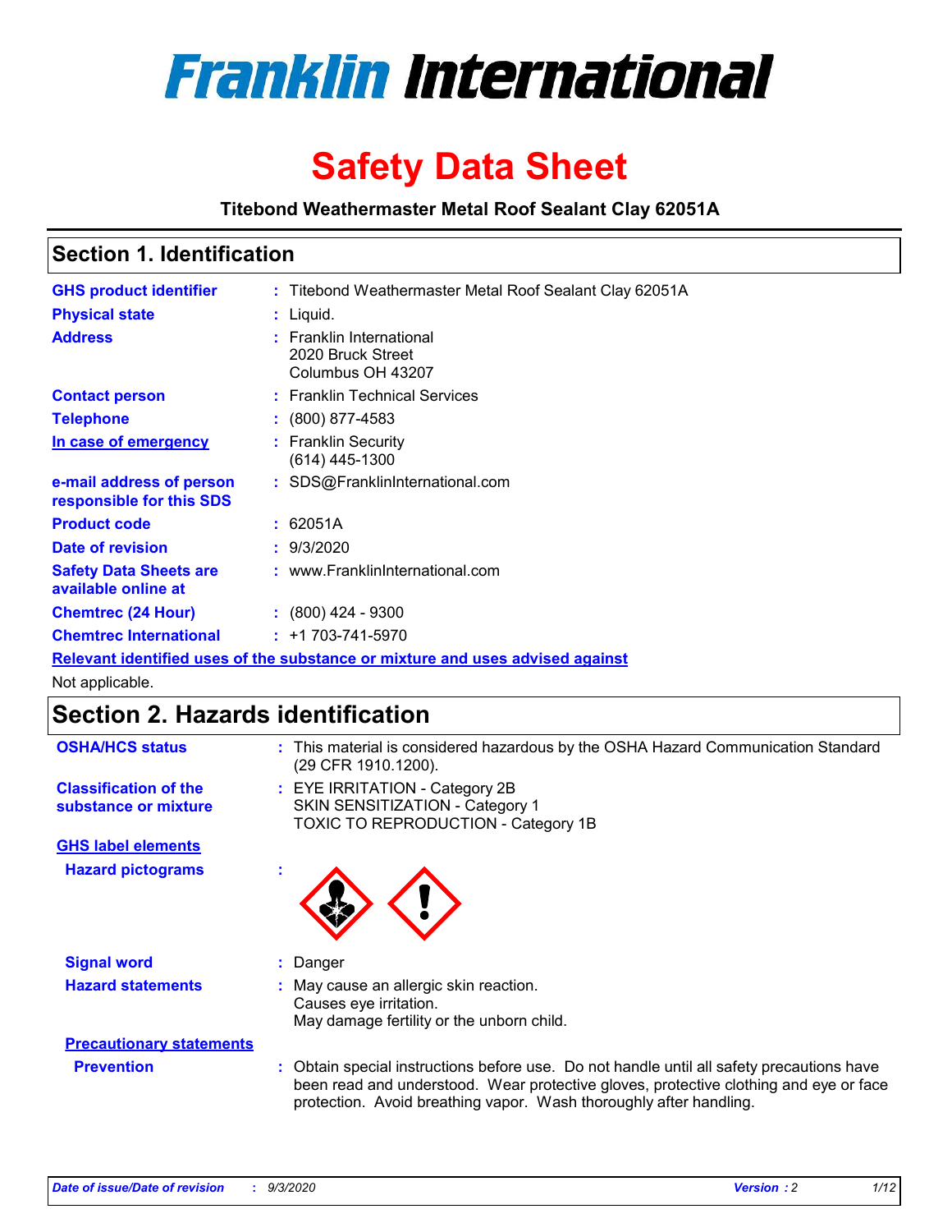# Franklin International

# Safety Data Sheet

**Titebond Weathermaster Metal Roof Sealant Clay 62051A**

## Section 1. Identification

| | | |
|---|---|---|
| **GHS product identifier** | : | Titebond Weathermaster Metal Roof Sealant Clay 62051A |
| **Physical state** | : | Liquid. |
| **Address** | : | Franklin International<br>2020 Bruck Street<br>Columbus OH 43207 |
| **Contact person** | : | Franklin Technical Services |
| **Telephone** | : | (800) 877-4583 |
| **In case of emergency** | : | Franklin Security<br>(614) 445-1300 |
| **e-mail address of person responsible for this SDS** | : | SDS@FranklinInternational.com |
| **Product code** | : | 62051A |
| **Date of revision** | : | 9/3/2020 |
| **Safety Data Sheets are available online at** | : | www.FranklinInternational.com |
| **Chemtrec (24 Hour)** | : | (800) 424 - 9300 |
| **Chemtrec International** | : | +1 703-741-5970 |

**Relevant identified uses of the substance or mixture and uses advised against**

Not applicable.

## Section 2. Hazards identification

| | | |
|---|---|---|
| **OSHA/HCS status** | : | This material is considered hazardous by the OSHA Hazard Communication Standard (29 CFR 1910.1200). |
| **Classification of the substance or mixture** | : | EYE IRRITATION - Category 2B<br>SKIN SENSITIZATION - Category 1<br>TOXIC TO REPRODUCTION - Category 1B |

**GHS label elements**

| | | |
|---|---|---|
| **Hazard pictograms** | : | |
| **Signal word** | : | Danger |
| **Hazard statements** | : | May cause an allergic skin reaction.<br>Causes eye irritation.<br>May damage fertility or the unborn child. |

**Precautionary statements**

| | | |
|---|---|---|
| **Prevention** | : | Obtain special instructions before use. Do not handle until all safety precautions have been read and understood. Wear protective gloves, protective clothing and eye or face protection. Avoid breathing vapor. Wash thoroughly after handling. |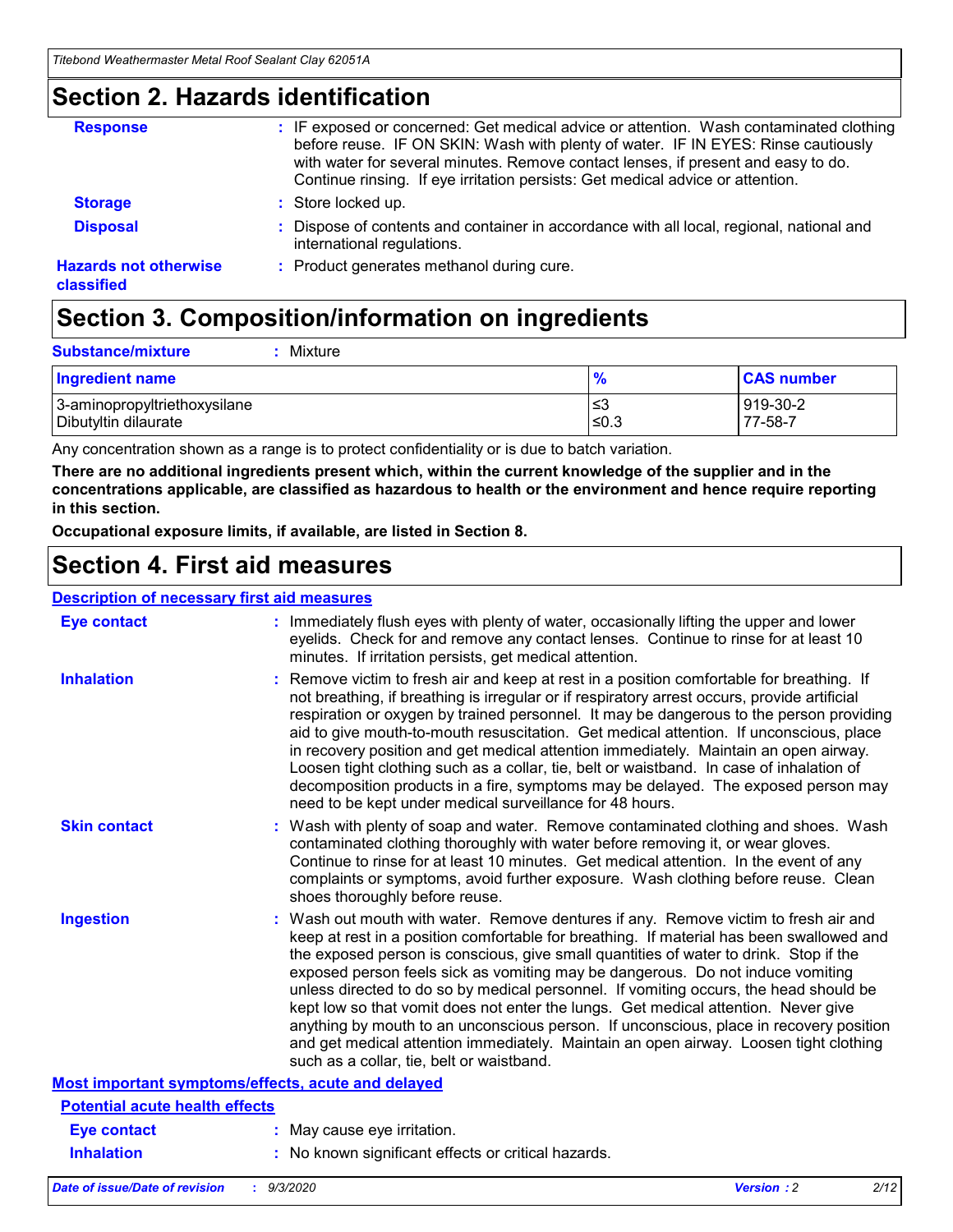## Section 2. Hazards identification

**Response** : IF exposed or concerned: Get medical advice or attention. Wash contaminated clothing before reuse. IF ON SKIN: Wash with plenty of water. IF IN EYES: Rinse cautiously with water for several minutes. Remove contact lenses, if present and easy to do. Continue rinsing. If eye irritation persists: Get medical advice or attention.

**Storage** : Store locked up.

**Disposal** : Dispose of contents and container in accordance with all local, regional, national and international regulations.

**Hazards not otherwise classified** : Product generates methanol during cure.

## Section 3. Composition/information on ingredients

**Substance/mixture** : Mixture

| Ingredient name | % | CAS number |
|---|---|---|
| 3-aminopropyltriethoxysilane | ≤3 | 919-30-2 |
| Dibutyltin dilaurate | ≤0.3 | 77-58-7 |

Any concentration shown as a range is to protect confidentiality or is due to batch variation.

**There are no additional ingredients present which, within the current knowledge of the supplier and in the concentrations applicable, are classified as hazardous to health or the environment and hence require reporting in this section.**

**Occupational exposure limits, if available, are listed in Section 8.**

## Section 4. First aid measures

### Description of necessary first aid measures

**Eye contact** : Immediately flush eyes with plenty of water, occasionally lifting the upper and lower eyelids. Check for and remove any contact lenses. Continue to rinse for at least 10 minutes. If irritation persists, get medical attention.

**Inhalation** : Remove victim to fresh air and keep at rest in a position comfortable for breathing. If not breathing, if breathing is irregular or if respiratory arrest occurs, provide artificial respiration or oxygen by trained personnel. It may be dangerous to the person providing aid to give mouth-to-mouth resuscitation. Get medical attention. If unconscious, place in recovery position and get medical attention immediately. Maintain an open airway. Loosen tight clothing such as a collar, tie, belt or waistband. In case of inhalation of decomposition products in a fire, symptoms may be delayed. The exposed person may need to be kept under medical surveillance for 48 hours.

**Skin contact** : Wash with plenty of soap and water. Remove contaminated clothing and shoes. Wash contaminated clothing thoroughly with water before removing it, or wear gloves. Continue to rinse for at least 10 minutes. Get medical attention. In the event of any complaints or symptoms, avoid further exposure. Wash clothing before reuse. Clean shoes thoroughly before reuse.

**Ingestion** : Wash out mouth with water. Remove dentures if any. Remove victim to fresh air and keep at rest in a position comfortable for breathing. If material has been swallowed and the exposed person is conscious, give small quantities of water to drink. Stop if the exposed person feels sick as vomiting may be dangerous. Do not induce vomiting unless directed to do so by medical personnel. If vomiting occurs, the head should be kept low so that vomit does not enter the lungs. Get medical attention. Never give anything by mouth to an unconscious person. If unconscious, place in recovery position and get medical attention immediately. Maintain an open airway. Loosen tight clothing such as a collar, tie, belt or waistband.

### Most important symptoms/effects, acute and delayed

#### Potential acute health effects

**Eye contact** : May cause eye irritation.

**Inhalation** : No known significant effects or critical hazards.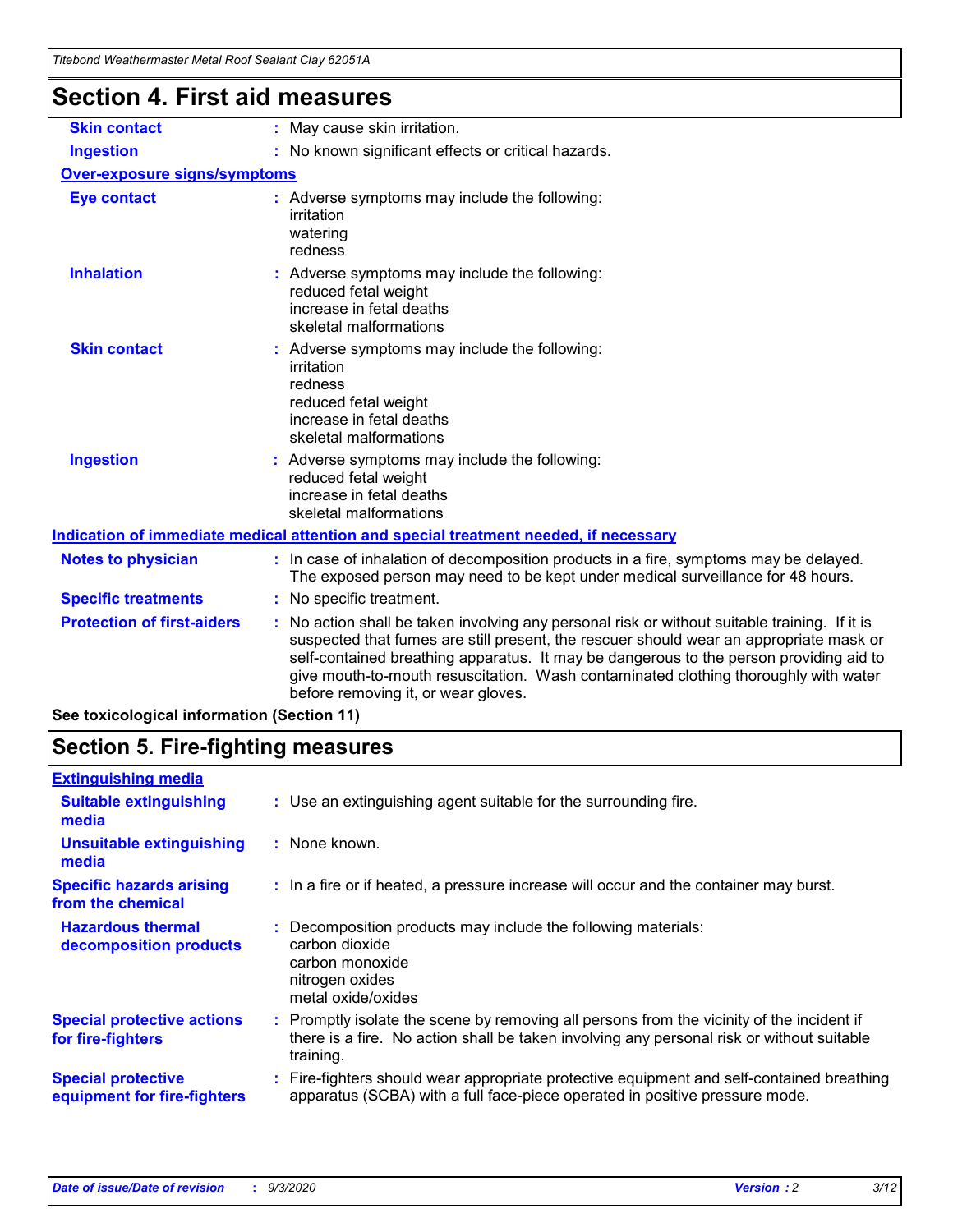## Section 4. First aid measures

| | |
|---|---|
| **Skin contact** | : May cause skin irritation. |
| **Ingestion** | : No known significant effects or critical hazards. |

**Over-exposure signs/symptoms**

| | |
|---|---|
| **Eye contact** | : Adverse symptoms may include the following:<br>irritation<br>watering<br>redness |
| **Inhalation** | : Adverse symptoms may include the following:<br>reduced fetal weight<br>increase in fetal deaths<br>skeletal malformations |
| **Skin contact** | : Adverse symptoms may include the following:<br>irritation<br>redness<br>reduced fetal weight<br>increase in fetal deaths<br>skeletal malformations |
| **Ingestion** | : Adverse symptoms may include the following:<br>reduced fetal weight<br>increase in fetal deaths<br>skeletal malformations |

**Indication of immediate medical attention and special treatment needed, if necessary**

| | |
|---|---|
| **Notes to physician** | : In case of inhalation of decomposition products in a fire, symptoms may be delayed. The exposed person may need to be kept under medical surveillance for 48 hours. |
| **Specific treatments** | : No specific treatment. |
| **Protection of first-aiders** | : No action shall be taken involving any personal risk or without suitable training. If it is suspected that fumes are still present, the rescuer should wear an appropriate mask or self-contained breathing apparatus. It may be dangerous to the person providing aid to give mouth-to-mouth resuscitation. Wash contaminated clothing thoroughly with water before removing it, or wear gloves. |

**See toxicological information (Section 11)**

## Section 5. Fire-fighting measures

**Extinguishing media**

| | |
|---|---|
| **Suitable extinguishing media** | : Use an extinguishing agent suitable for the surrounding fire. |
| **Unsuitable extinguishing media** | : None known. |
| **Specific hazards arising from the chemical** | : In a fire or if heated, a pressure increase will occur and the container may burst. |
| **Hazardous thermal decomposition products** | : Decomposition products may include the following materials:<br>carbon dioxide<br>carbon monoxide<br>nitrogen oxides<br>metal oxide/oxides |
| **Special protective actions for fire-fighters** | : Promptly isolate the scene by removing all persons from the vicinity of the incident if there is a fire. No action shall be taken involving any personal risk or without suitable training. |
| **Special protective equipment for fire-fighters** | : Fire-fighters should wear appropriate protective equipment and self-contained breathing apparatus (SCBA) with a full face-piece operated in positive pressure mode. |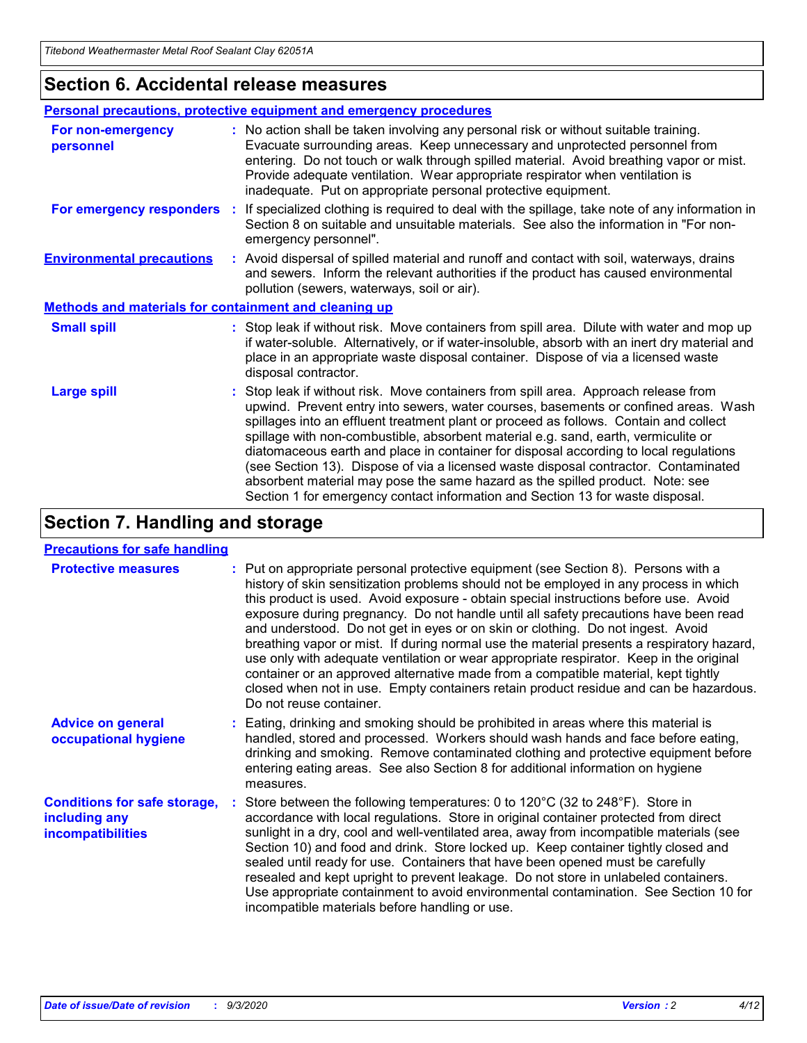## Section 6. Accidental release measures

### Personal precautions, protective equipment and emergency procedures

**For non-emergency personnel** : No action shall be taken involving any personal risk or without suitable training. Evacuate surrounding areas. Keep unnecessary and unprotected personnel from entering. Do not touch or walk through spilled material. Avoid breathing vapor or mist. Provide adequate ventilation. Wear appropriate respirator when ventilation is inadequate. Put on appropriate personal protective equipment.

**For emergency responders** : If specialized clothing is required to deal with the spillage, take note of any information in Section 8 on suitable and unsuitable materials. See also the information in "For non-emergency personnel".

**Environmental precautions** : Avoid dispersal of spilled material and runoff and contact with soil, waterways, drains and sewers. Inform the relevant authorities if the product has caused environmental pollution (sewers, waterways, soil or air).

### Methods and materials for containment and cleaning up

**Small spill** : Stop leak if without risk. Move containers from spill area. Dilute with water and mop up if water-soluble. Alternatively, or if water-insoluble, absorb with an inert dry material and place in an appropriate waste disposal container. Dispose of via a licensed waste disposal contractor.

**Large spill** : Stop leak if without risk. Move containers from spill area. Approach release from upwind. Prevent entry into sewers, water courses, basements or confined areas. Wash spillages into an effluent treatment plant or proceed as follows. Contain and collect spillage with non-combustible, absorbent material e.g. sand, earth, vermiculite or diatomaceous earth and place in container for disposal according to local regulations (see Section 13). Dispose of via a licensed waste disposal contractor. Contaminated absorbent material may pose the same hazard as the spilled product. Note: see Section 1 for emergency contact information and Section 13 for waste disposal.

## Section 7. Handling and storage

### Precautions for safe handling

**Protective measures** : Put on appropriate personal protective equipment (see Section 8). Persons with a history of skin sensitization problems should not be employed in any process in which this product is used. Avoid exposure - obtain special instructions before use. Avoid exposure during pregnancy. Do not handle until all safety precautions have been read and understood. Do not get in eyes or on skin or clothing. Do not ingest. Avoid breathing vapor or mist. If during normal use the material presents a respiratory hazard, use only with adequate ventilation or wear appropriate respirator. Keep in the original container or an approved alternative made from a compatible material, kept tightly closed when not in use. Empty containers retain product residue and can be hazardous. Do not reuse container.

**Advice on general occupational hygiene** : Eating, drinking and smoking should be prohibited in areas where this material is handled, stored and processed. Workers should wash hands and face before eating, drinking and smoking. Remove contaminated clothing and protective equipment before entering eating areas. See also Section 8 for additional information on hygiene measures.

**Conditions for safe storage, including any incompatibilities** : Store between the following temperatures: 0 to 120°C (32 to 248°F). Store in accordance with local regulations. Store in original container protected from direct sunlight in a dry, cool and well-ventilated area, away from incompatible materials (see Section 10) and food and drink. Store locked up. Keep container tightly closed and sealed until ready for use. Containers that have been opened must be carefully resealed and kept upright to prevent leakage. Do not store in unlabeled containers. Use appropriate containment to avoid environmental contamination. See Section 10 for incompatible materials before handling or use.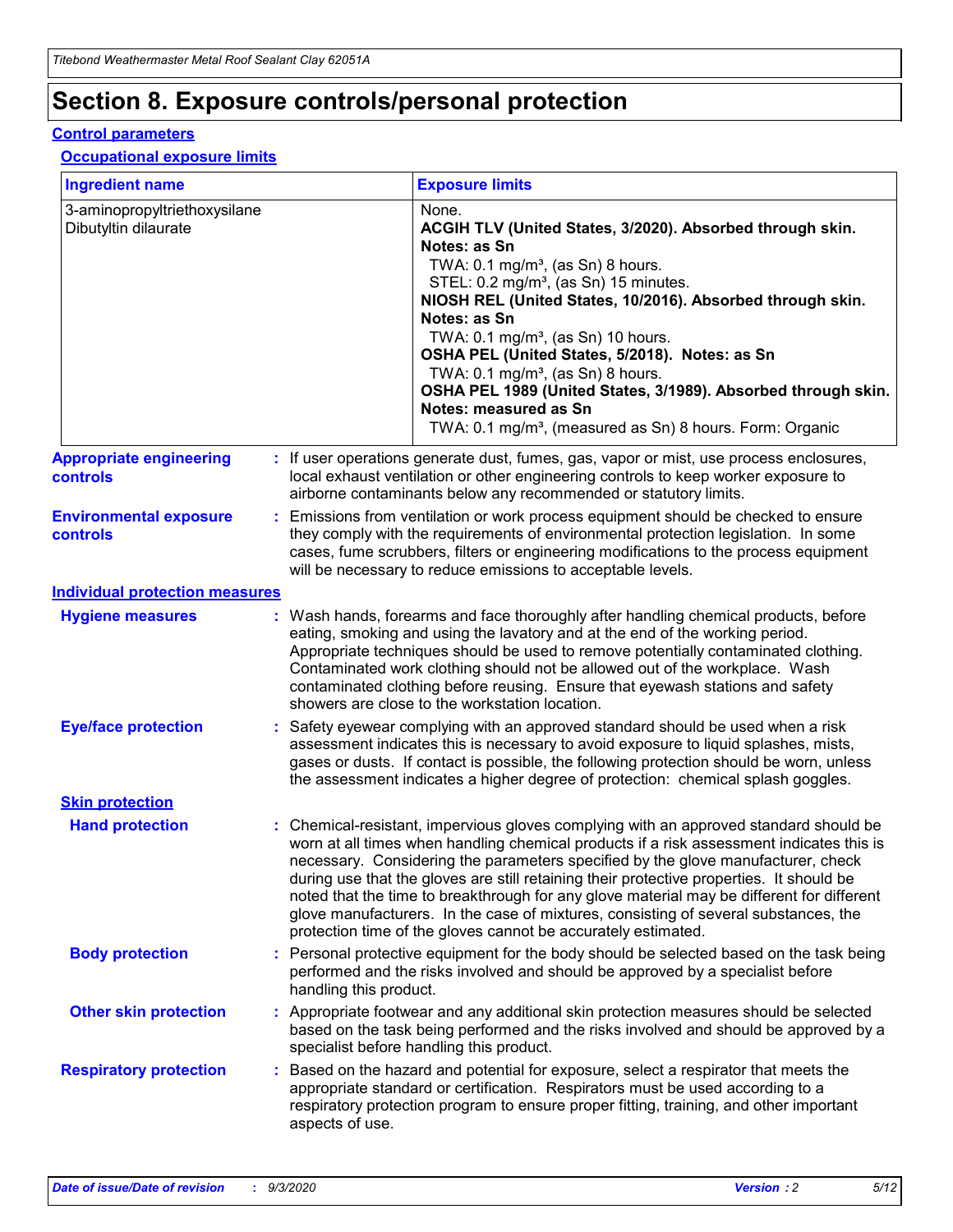# Section 8. Exposure controls/personal protection

## Control parameters

### Occupational exposure limits

| Ingredient name | Exposure limits |
|---|---|
| 3-aminopropyltriethoxysilane | None. |
| Dibutyltin dilaurate | **ACGIH TLV (United States, 3/2020). Absorbed through skin. Notes: as Sn**<br>TWA: 0.1 mg/m³, (as Sn) 8 hours.<br>STEL: 0.2 mg/m³, (as Sn) 15 minutes.<br>**NIOSH REL (United States, 10/2016). Absorbed through skin. Notes: as Sn**<br>TWA: 0.1 mg/m³, (as Sn) 10 hours.<br>**OSHA PEL (United States, 5/2018). Notes: as Sn**<br>TWA: 0.1 mg/m³, (as Sn) 8 hours.<br>**OSHA PEL 1989 (United States, 3/1989). Absorbed through skin. Notes: measured as Sn**<br>TWA: 0.1 mg/m³, (measured as Sn) 8 hours. Form: Organic |

**Appropriate engineering controls** : If user operations generate dust, fumes, gas, vapor or mist, use process enclosures, local exhaust ventilation or other engineering controls to keep worker exposure to airborne contaminants below any recommended or statutory limits.

**Environmental exposure controls** : Emissions from ventilation or work process equipment should be checked to ensure they comply with the requirements of environmental protection legislation. In some cases, fume scrubbers, filters or engineering modifications to the process equipment will be necessary to reduce emissions to acceptable levels.

## Individual protection measures

**Hygiene measures** : Wash hands, forearms and face thoroughly after handling chemical products, before eating, smoking and using the lavatory and at the end of the working period. Appropriate techniques should be used to remove potentially contaminated clothing. Contaminated work clothing should not be allowed out of the workplace. Wash contaminated clothing before reusing. Ensure that eyewash stations and safety showers are close to the workstation location.

**Eye/face protection** : Safety eyewear complying with an approved standard should be used when a risk assessment indicates this is necessary to avoid exposure to liquid splashes, mists, gases or dusts. If contact is possible, the following protection should be worn, unless the assessment indicates a higher degree of protection: chemical splash goggles.

### Skin protection

**Hand protection** : Chemical-resistant, impervious gloves complying with an approved standard should be worn at all times when handling chemical products if a risk assessment indicates this is necessary. Considering the parameters specified by the glove manufacturer, check during use that the gloves are still retaining their protective properties. It should be noted that the time to breakthrough for any glove material may be different for different glove manufacturers. In the case of mixtures, consisting of several substances, the protection time of the gloves cannot be accurately estimated.

**Body protection** : Personal protective equipment for the body should be selected based on the task being performed and the risks involved and should be approved by a specialist before handling this product.

**Other skin protection** : Appropriate footwear and any additional skin protection measures should be selected based on the task being performed and the risks involved and should be approved by a specialist before handling this product.

**Respiratory protection** : Based on the hazard and potential for exposure, select a respirator that meets the appropriate standard or certification. Respirators must be used according to a respiratory protection program to ensure proper fitting, training, and other important aspects of use.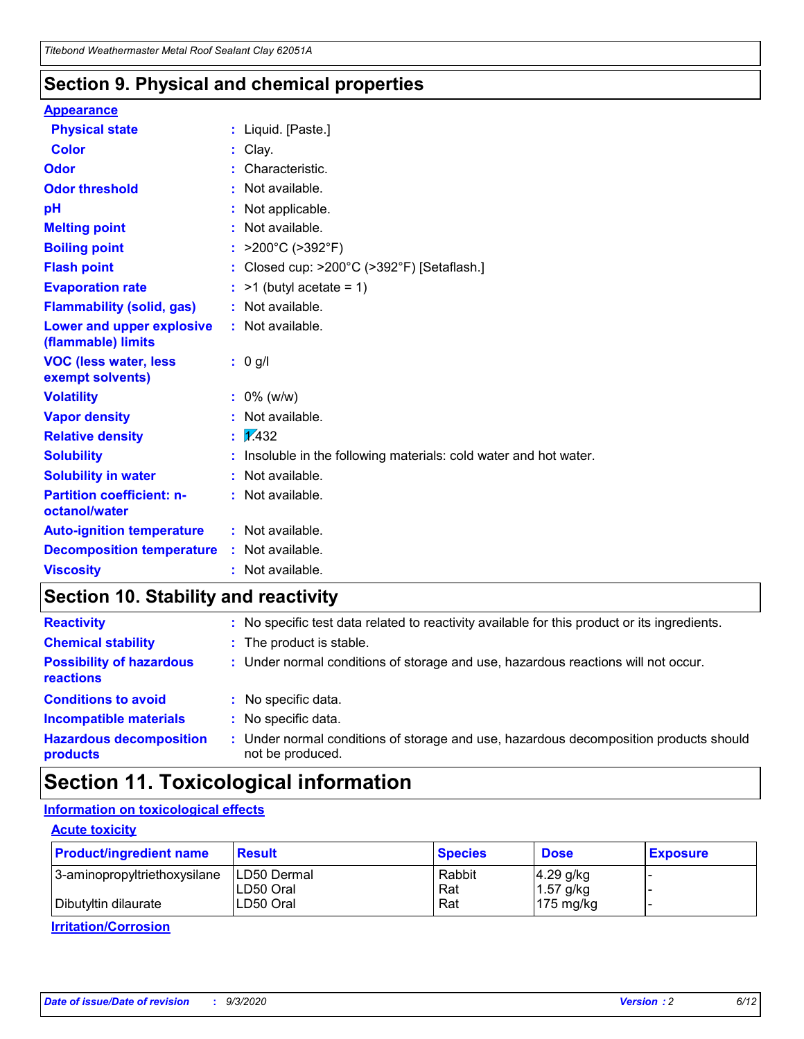## Section 9. Physical and chemical properties

**Appearance**

| | |
|---|---|
| **Physical state** | : Liquid. [Paste.] |
| **Color** | : Clay. |
| **Odor** | : Characteristic. |
| **Odor threshold** | : Not available. |
| **pH** | : Not applicable. |
| **Melting point** | : Not available. |
| **Boiling point** | : >200°C (>392°F) |
| **Flash point** | : Closed cup: >200°C (>392°F) [Setaflash.] |
| **Evaporation rate** | : >1 (butyl acetate = 1) |
| **Flammability (solid, gas)** | : Not available. |
| **Lower and upper explosive (flammable) limits** | : Not available. |
| **VOC (less water, less exempt solvents)** | : 0 g/l |
| **Volatility** | : 0% (w/w) |
| **Vapor density** | : Not available. |
| **Relative density** | : 1.432 |
| **Solubility** | : Insoluble in the following materials: cold water and hot water. |
| **Solubility in water** | : Not available. |
| **Partition coefficient: n-octanol/water** | : Not available. |
| **Auto-ignition temperature** | : Not available. |
| **Decomposition temperature** | : Not available. |
| **Viscosity** | : Not available. |

## Section 10. Stability and reactivity

| | |
|---|---|
| **Reactivity** | : No specific test data related to reactivity available for this product or its ingredients. |
| **Chemical stability** | : The product is stable. |
| **Possibility of hazardous reactions** | : Under normal conditions of storage and use, hazardous reactions will not occur. |
| **Conditions to avoid** | : No specific data. |
| **Incompatible materials** | : No specific data. |
| **Hazardous decomposition products** | : Under normal conditions of storage and use, hazardous decomposition products should not be produced. |

## Section 11. Toxicological information

**Information on toxicological effects**

**Acute toxicity**

| Product/ingredient name | Result | Species | Dose | Exposure |
|---|---|---|---|---|
| 3-aminopropyltriethoxysilane | LD50 Dermal | Rabbit | 4.29 g/kg | - |
| | LD50 Oral | Rat | 1.57 g/kg | - |
| Dibutyltin dilaurate | LD50 Oral | Rat | 175 mg/kg | - |

**Irritation/Corrosion**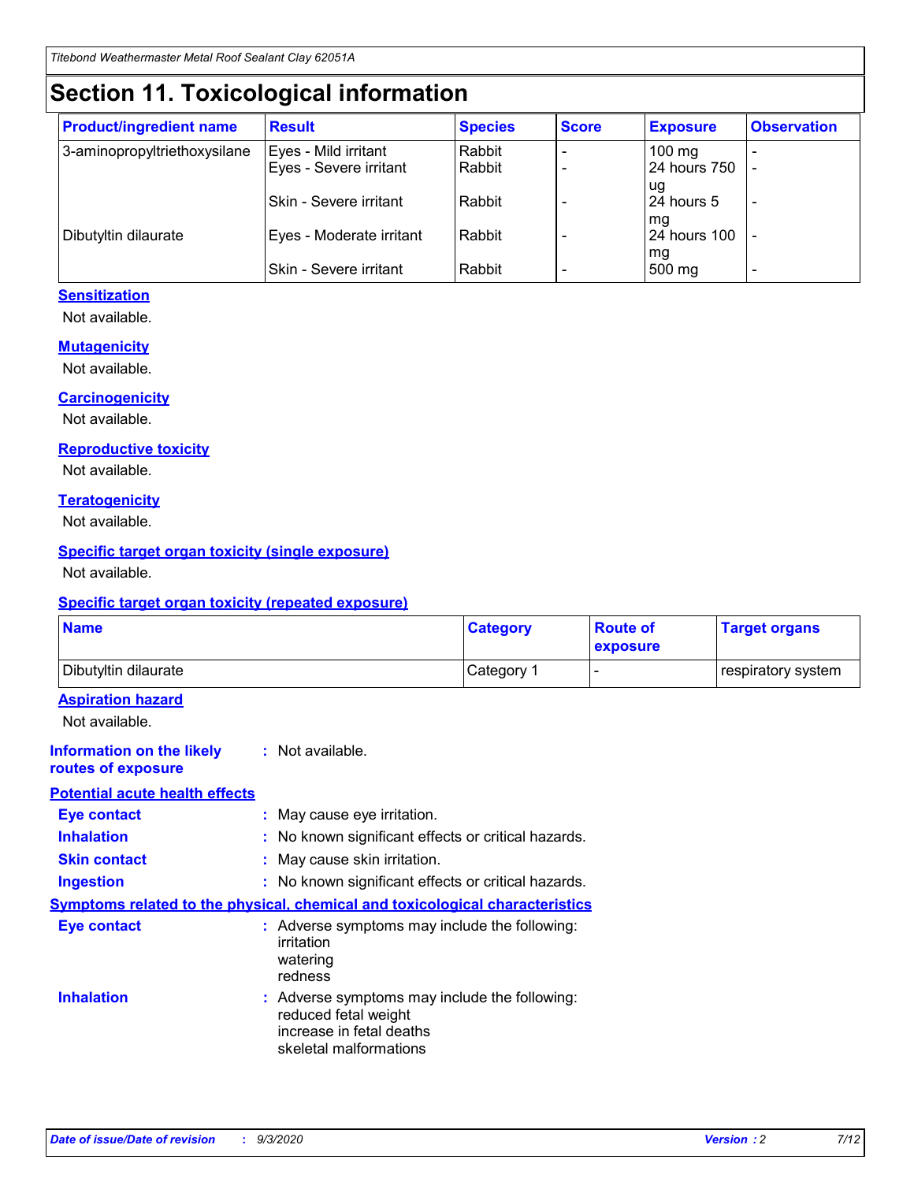# Section 11. Toxicological information

| Product/ingredient name | Result | Species | Score | Exposure | Observation |
| --- | --- | --- | --- | --- | --- |
| 3-aminopropyltriethoxysilane | Eyes - Mild irritant | Rabbit | - | 100 mg | - |
| | Eyes - Severe irritant | Rabbit | - | 24 hours 750 ug | - |
| | Skin - Severe irritant | Rabbit | - | 24 hours 5 mg | - |
| Dibutyltin dilaurate | Eyes - Moderate irritant | Rabbit | - | 24 hours 100 mg | - |
| | Skin - Severe irritant | Rabbit | - | 500 mg | - |

### Sensitization

Not available.

### Mutagenicity

Not available.

### Carcinogenicity

Not available.

### Reproductive toxicity

Not available.

### Teratogenicity

Not available.

### Specific target organ toxicity (single exposure)

Not available.

### Specific target organ toxicity (repeated exposure)

| Name | Category | Route of exposure | Target organs |
| --- | --- | --- | --- |
| Dibutyltin dilaurate | Category 1 | - | respiratory system |

### Aspiration hazard

Not available.

**Information on the likely routes of exposure** : Not available.

### Potential acute health effects

**Eye contact** : May cause eye irritation.

**Inhalation** : No known significant effects or critical hazards.

**Skin contact** : May cause skin irritation.

**Ingestion** : No known significant effects or critical hazards.

### Symptoms related to the physical, chemical and toxicological characteristics

**Eye contact** : Adverse symptoms may include the following:
irritation
watering
redness

**Inhalation** : Adverse symptoms may include the following:
reduced fetal weight
increase in fetal deaths
skeletal malformations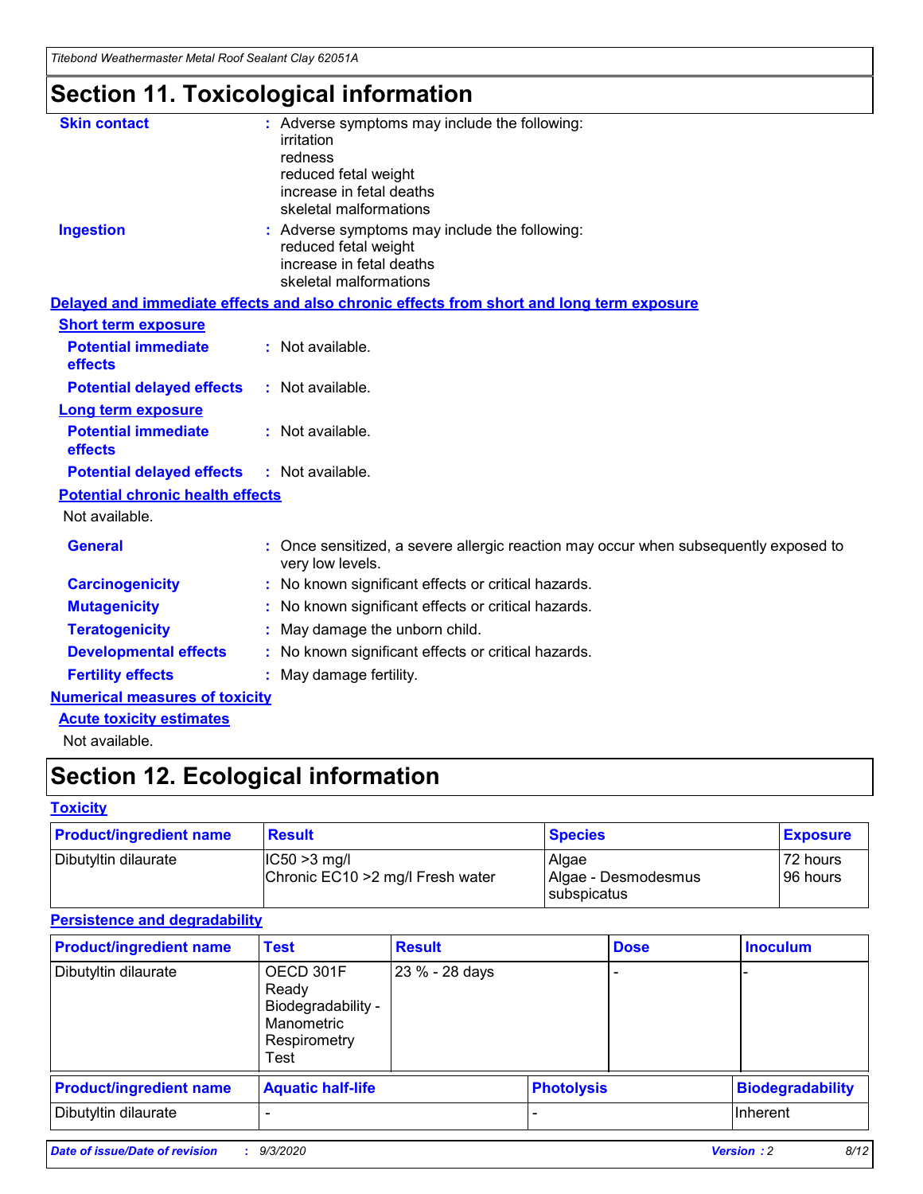# Section 11. Toxicological information

**Skin contact** : Adverse symptoms may include the following:
irritation
redness
reduced fetal weight
increase in fetal deaths
skeletal malformations

**Ingestion** : Adverse symptoms may include the following:
reduced fetal weight
increase in fetal deaths
skeletal malformations

**Delayed and immediate effects and also chronic effects from short and long term exposure**

**Short term exposure**

**Potential immediate effects** : Not available.

**Potential delayed effects** : Not available.

**Long term exposure**

**Potential immediate effects** : Not available.

**Potential delayed effects** : Not available.

**Potential chronic health effects**

Not available.

**General** : Once sensitized, a severe allergic reaction may occur when subsequently exposed to very low levels.

**Carcinogenicity** : No known significant effects or critical hazards.

**Mutagenicity** : No known significant effects or critical hazards.

**Teratogenicity** : May damage the unborn child.

**Developmental effects** : No known significant effects or critical hazards.

**Fertility effects** : May damage fertility.

**Numerical measures of toxicity**

**Acute toxicity estimates**

Not available.

# Section 12. Ecological information

**Toxicity**

| Product/ingredient name | Result | Species | Exposure |
|---|---|---|---|
| Dibutyltin dilaurate | IC50 >3 mg/l<br>Chronic EC10 >2 mg/l Fresh water | Algae<br>Algae - Desmodesmus subspicatus | 72 hours<br>96 hours |

**Persistence and degradability**

| Product/ingredient name | Test | Result | Dose | Inoculum |
|---|---|---|---|---|
| Dibutyltin dilaurate | OECD 301F Ready Biodegradability - Manometric Respirometry Test | 23 % - 28 days | - | - |

| Product/ingredient name | Aquatic half-life | Photolysis | Biodegradability |
|---|---|---|---|
| Dibutyltin dilaurate | - | - | Inherent |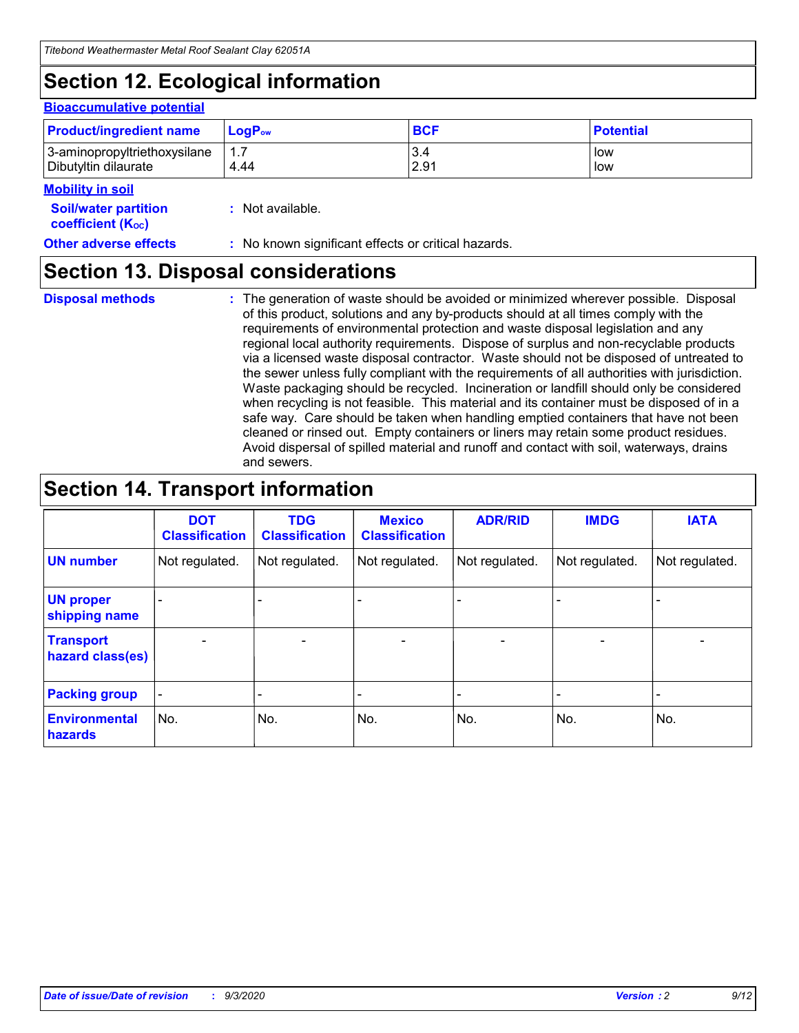# Section 12. Ecological information

### Bioaccumulative potential

| Product/ingredient name | $LogP_{ow}$ | BCF | Potential |
|---|---|---|---|
| 3-aminopropyltriethoxysilane | 1.7 | 3.4 | low |
| Dibutyltin dilaurate | 4.44 | 2.91 | low |

### Mobility in soil

**Soil/water partition coefficient ($K_{OC}$)** : Not available.

**Other adverse effects** : No known significant effects or critical hazards.

# Section 13. Disposal considerations

**Disposal methods** : The generation of waste should be avoided or minimized wherever possible. Disposal of this product, solutions and any by-products should at all times comply with the requirements of environmental protection and waste disposal legislation and any regional local authority requirements. Dispose of surplus and non-recyclable products via a licensed waste disposal contractor. Waste should not be disposed of untreated to the sewer unless fully compliant with the requirements of all authorities with jurisdiction. Waste packaging should be recycled. Incineration or landfill should only be considered when recycling is not feasible. This material and its container must be disposed of in a safe way. Care should be taken when handling emptied containers that have not been cleaned or rinsed out. Empty containers or liners may retain some product residues. Avoid dispersal of spilled material and runoff and contact with soil, waterways, drains and sewers.

# Section 14. Transport information

| | DOT Classification | TDG Classification | Mexico Classification | ADR/RID | IMDG | IATA |
|---|---|---|---|---|---|---|
| UN number | Not regulated. | Not regulated. | Not regulated. | Not regulated. | Not regulated. | Not regulated. |
| UN proper shipping name | - | - | - | - | - | - |
| Transport hazard class(es) | - | - | - | - | - | - |
| Packing group | - | - | - | - | - | - |
| Environmental hazards | No. | No. | No. | No. | No. | No. |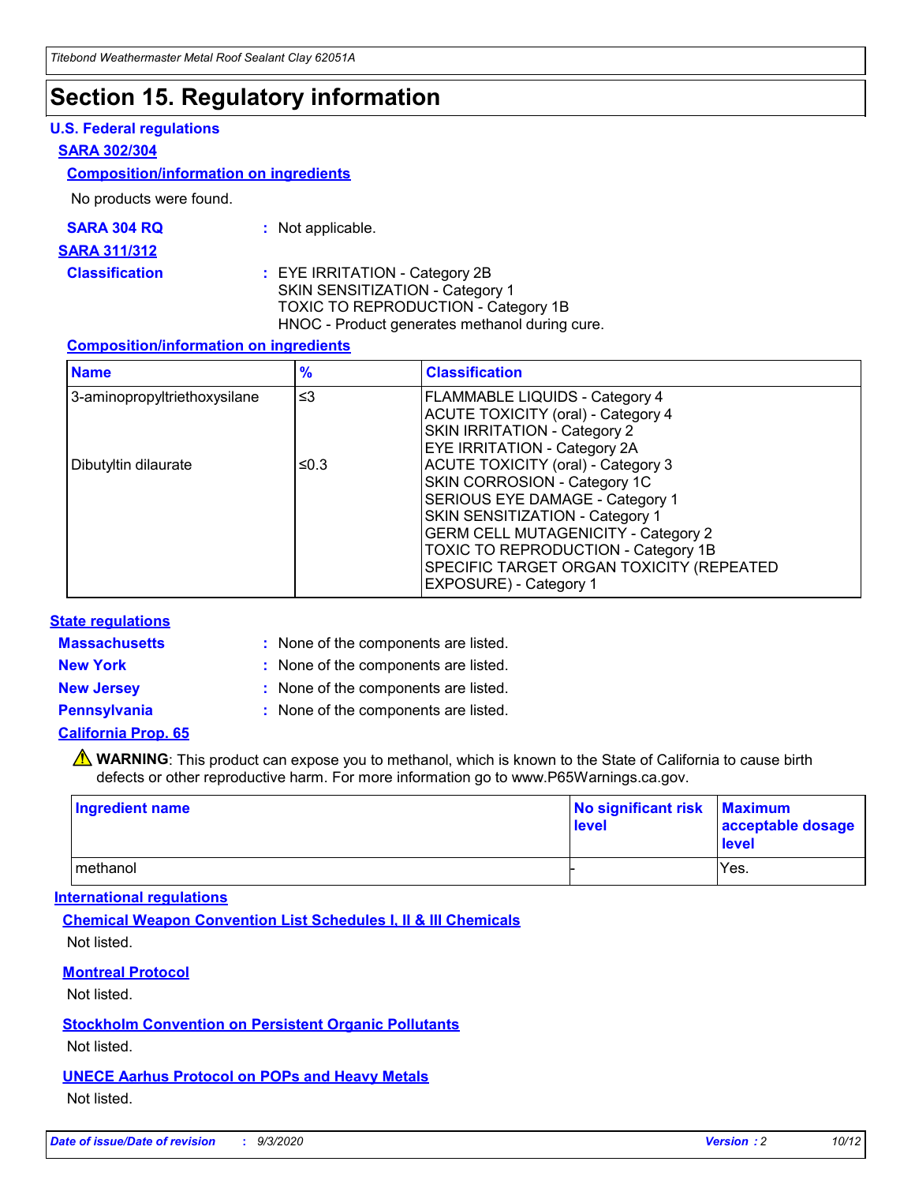# Section 15. Regulatory information

### U.S. Federal regulations

**SARA 302/304**

**Composition/information on ingredients**

No products were found.

**SARA 304 RQ** : Not applicable.

**SARA 311/312**

**Classification** : EYE IRRITATION - Category 2B
SKIN SENSITIZATION - Category 1
TOXIC TO REPRODUCTION - Category 1B
HNOC - Product generates methanol during cure.

**Composition/information on ingredients**

| Name | % | Classification |
|---|---|---|
| 3-aminopropyltriethoxysilane | ≤3 | FLAMMABLE LIQUIDS - Category 4<br>ACUTE TOXICITY (oral) - Category 4<br>SKIN IRRITATION - Category 2<br>EYE IRRITATION - Category 2A |
| Dibutyltin dilaurate | ≤0.3 | ACUTE TOXICITY (oral) - Category 3<br>SKIN CORROSION - Category 1C<br>SERIOUS EYE DAMAGE - Category 1<br>SKIN SENSITIZATION - Category 1<br>GERM CELL MUTAGENICITY - Category 2<br>TOXIC TO REPRODUCTION - Category 1B<br>SPECIFIC TARGET ORGAN TOXICITY (REPEATED EXPOSURE) - Category 1 |

### State regulations

**Massachusetts** : None of the components are listed.

**New York** : None of the components are listed.

**New Jersey** : None of the components are listed.

**Pennsylvania** : None of the components are listed.

**California Prop. 65**

⚠ **WARNING**: This product can expose you to methanol, which is known to the State of California to cause birth defects or other reproductive harm. For more information go to www.P65Warnings.ca.gov.

| Ingredient name | No significant risk level | Maximum acceptable dosage level |
|---|---|---|
| methanol | - | Yes. |

### International regulations

**Chemical Weapon Convention List Schedules I, II & III Chemicals**

Not listed.

**Montreal Protocol**

Not listed.

**Stockholm Convention on Persistent Organic Pollutants**

Not listed.

**UNECE Aarhus Protocol on POPs and Heavy Metals**

Not listed.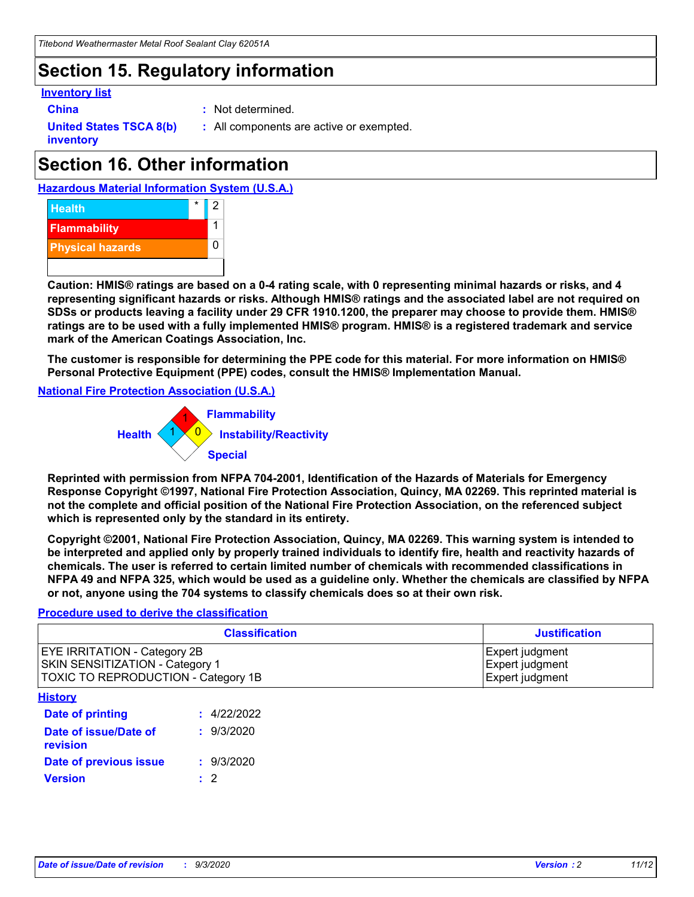# Section 15. Regulatory information

**Inventory list**

**China** : Not determined.

**United States TSCA 8(b) inventory** : All components are active or exempted.

# Section 16. Other information

**Hazardous Material Information System (U.S.A.)**

| | | |
|---|---|---|
| Health | * | 2 |
| Flammability | | 1 |
| Physical hazards | | 0 |

**Caution: HMIS® ratings are based on a 0-4 rating scale, with 0 representing minimal hazards or risks, and 4 representing significant hazards or risks. Although HMIS® ratings and the associated label are not required on SDSs or products leaving a facility under 29 CFR 1910.1200, the preparer may choose to provide them. HMIS® ratings are to be used with a fully implemented HMIS® program. HMIS® is a registered trademark and service mark of the American Coatings Association, Inc.**

**The customer is responsible for determining the PPE code for this material. For more information on HMIS® Personal Protective Equipment (PPE) codes, consult the HMIS® Implementation Manual.**

**National Fire Protection Association (U.S.A.)**

Flammability: 1
Health: 1
Instability/Reactivity: 0
Special:

**Reprinted with permission from NFPA 704-2001, Identification of the Hazards of Materials for Emergency Response Copyright ©1997, National Fire Protection Association, Quincy, MA 02269. This reprinted material is not the complete and official position of the National Fire Protection Association, on the referenced subject which is represented only by the standard in its entirety.**

**Copyright ©2001, National Fire Protection Association, Quincy, MA 02269. This warning system is intended to be interpreted and applied only by properly trained individuals to identify fire, health and reactivity hazards of chemicals. The user is referred to certain limited number of chemicals with recommended classifications in NFPA 49 and NFPA 325, which would be used as a guideline only. Whether the chemicals are classified by NFPA or not, anyone using the 704 systems to classify chemicals does so at their own risk.**

**Procedure used to derive the classification**

| Classification | Justification |
|---|---|
| EYE IRRITATION - Category 2B | Expert judgment |
| SKIN SENSITIZATION - Category 1 | Expert judgment |
| TOXIC TO REPRODUCTION - Category 1B | Expert judgment |

**History**

**Date of printing** : 4/22/2022

**Date of issue/Date of revision** : 9/3/2020

**Date of previous issue** : 9/3/2020

**Version** : 2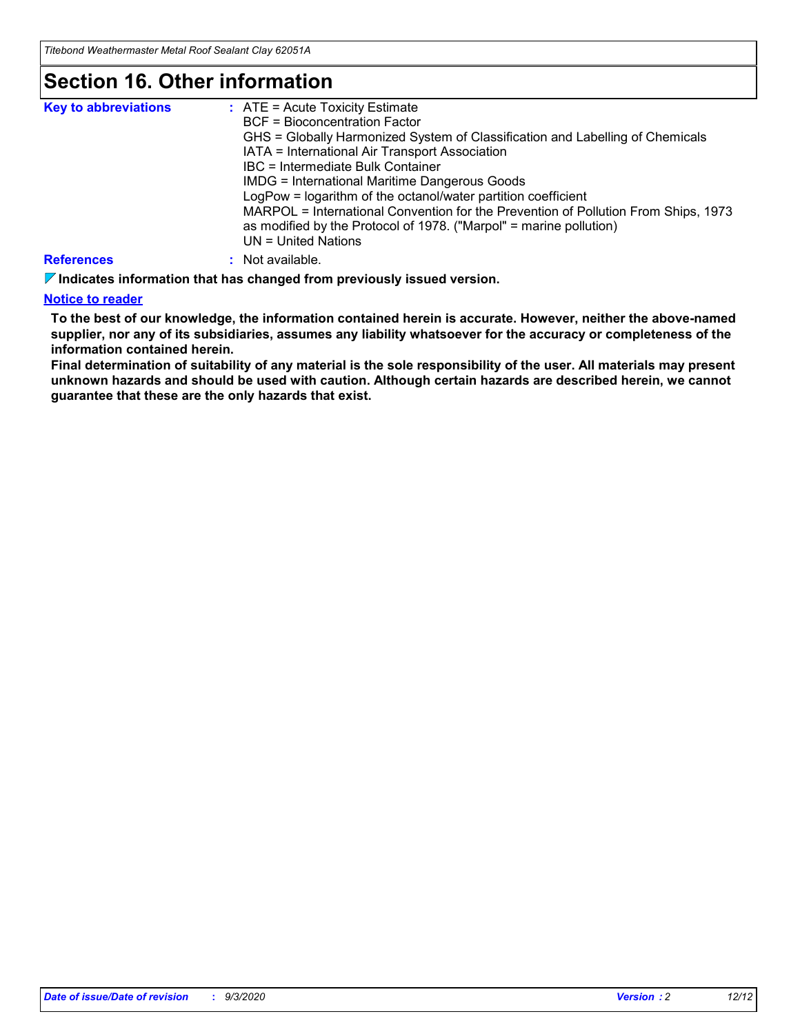# Section 16. Other information

**Key to abbreviations** : ATE = Acute Toxicity Estimate
BCF = Bioconcentration Factor
GHS = Globally Harmonized System of Classification and Labelling of Chemicals
IATA = International Air Transport Association
IBC = Intermediate Bulk Container
IMDG = International Maritime Dangerous Goods
LogPow = logarithm of the octanol/water partition coefficient
MARPOL = International Convention for the Prevention of Pollution From Ships, 1973 as modified by the Protocol of 1978. ("Marpol" = marine pollution)
UN = United Nations

**References** : Not available.

**Indicates information that has changed from previously issued version.**

**Notice to reader**

**To the best of our knowledge, the information contained herein is accurate. However, neither the above-named supplier, nor any of its subsidiaries, assumes any liability whatsoever for the accuracy or completeness of the information contained herein.**

**Final determination of suitability of any material is the sole responsibility of the user. All materials may present unknown hazards and should be used with caution. Although certain hazards are described herein, we cannot guarantee that these are the only hazards that exist.**